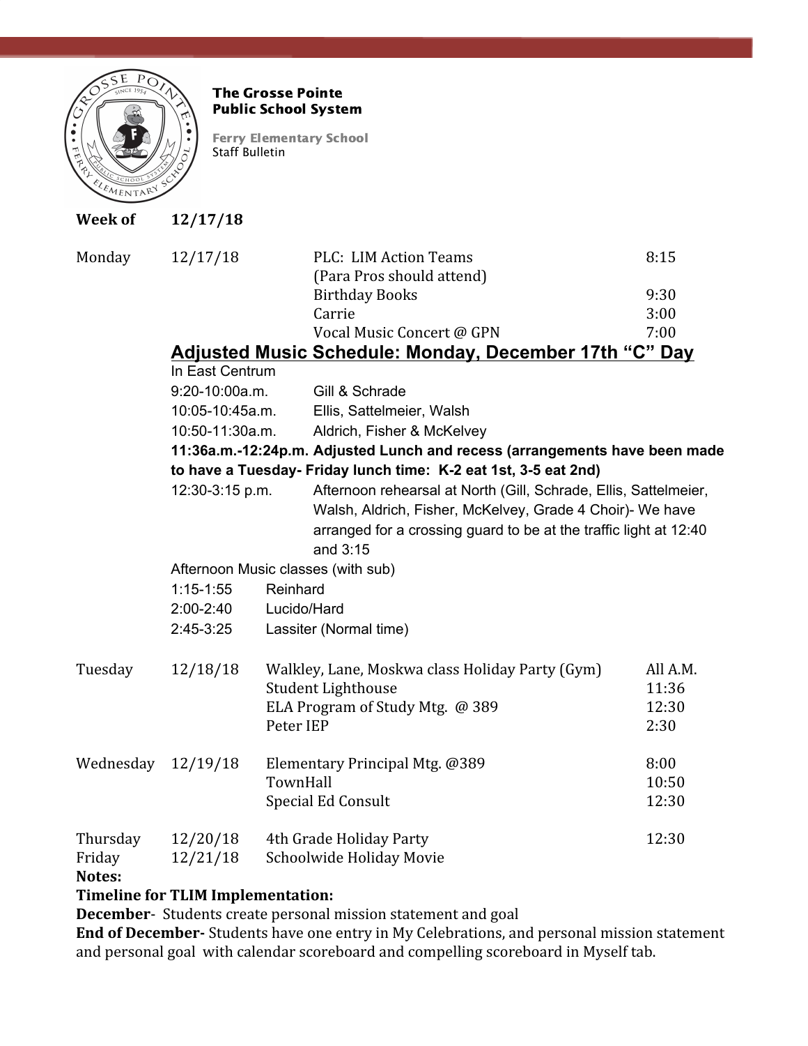**The Grosse Pointe Public School System**

**Ferry Elementary School**
Staff Bulletin

**Week of** **12/17/18**

| | | | |
|---|---|---|---|
| Monday | 12/17/18 | PLC: LIM Action Teams (Para Pros should attend) | 8:15 |
| | | Birthday Books | 9:30 |
| | | Carrie | 3:00 |
| | | Vocal Music Concert @ GPN | 7:00 |

## Adjusted Music Schedule: Monday, December 17th "C" Day

In East Centrum

| | |
|---|---|
| 9:20-10:00a.m. | Gill & Schrade |
| 10:05-10:45a.m. | Ellis, Sattelmeier, Walsh |
| 10:50-11:30a.m. | Aldrich, Fisher & McKelvey |

**11:36a.m.-12:24p.m. Adjusted Lunch and recess (arrangements have been made to have a Tuesday- Friday lunch time: K-2 eat 1st, 3-5 eat 2nd)**

12:30-3:15 p.m. Afternoon rehearsal at North (Gill, Schrade, Ellis, Sattelmeier, Walsh, Aldrich, Fisher, McKelvey, Grade 4 Choir)- We have arranged for a crossing guard to be at the traffic light at 12:40 and 3:15

Afternoon Music classes (with sub)

| | |
|---|---|
| 1:15-1:55 | Reinhard |
| 2:00-2:40 | Lucido/Hard |
| 2:45-3:25 | Lassiter (Normal time) |

| | | | |
|---|---|---|---|
| Tuesday | 12/18/18 | Walkley, Lane, Moskwa class Holiday Party (Gym) | All A.M. |
| | | Student Lighthouse | 11:36 |
| | | ELA Program of Study Mtg. @ 389 | 12:30 |
| | | Peter IEP | 2:30 |
| Wednesday | 12/19/18 | Elementary Principal Mtg. @389 | 8:00 |
| | | TownHall | 10:50 |
| | | Special Ed Consult | 12:30 |
| Thursday | 12/20/18 | 4th Grade Holiday Party | 12:30 |
| Friday | 12/21/18 | Schoolwide Holiday Movie | |

**Notes:**

**Timeline for TLIM Implementation:**

**December**- Students create personal mission statement and goal

**End of December-** Students have one entry in My Celebrations, and personal mission statement and personal goal with calendar scoreboard and compelling scoreboard in Myself tab.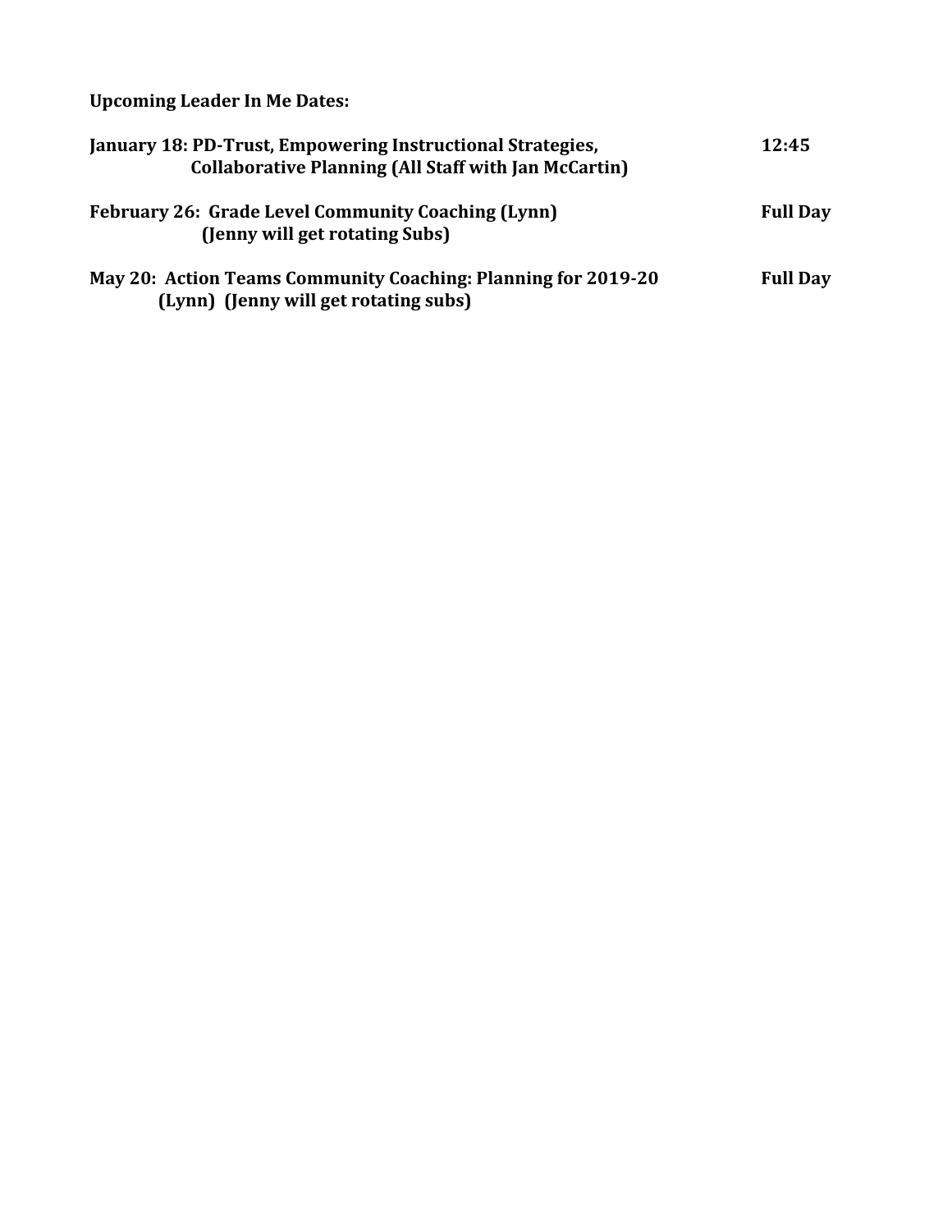**Upcoming Leader In Me Dates:**

| | |
|---|---|
| **January 18: PD-Trust, Empowering Instructional Strategies, Collaborative Planning (All Staff with Jan McCartin)** | **12:45** |
| **February 26: Grade Level Community Coaching (Lynn) (Jenny will get rotating Subs)** | **Full Day** |
| **May 20: Action Teams Community Coaching: Planning for 2019-20 (Lynn) (Jenny will get rotating subs)** | **Full Day** |